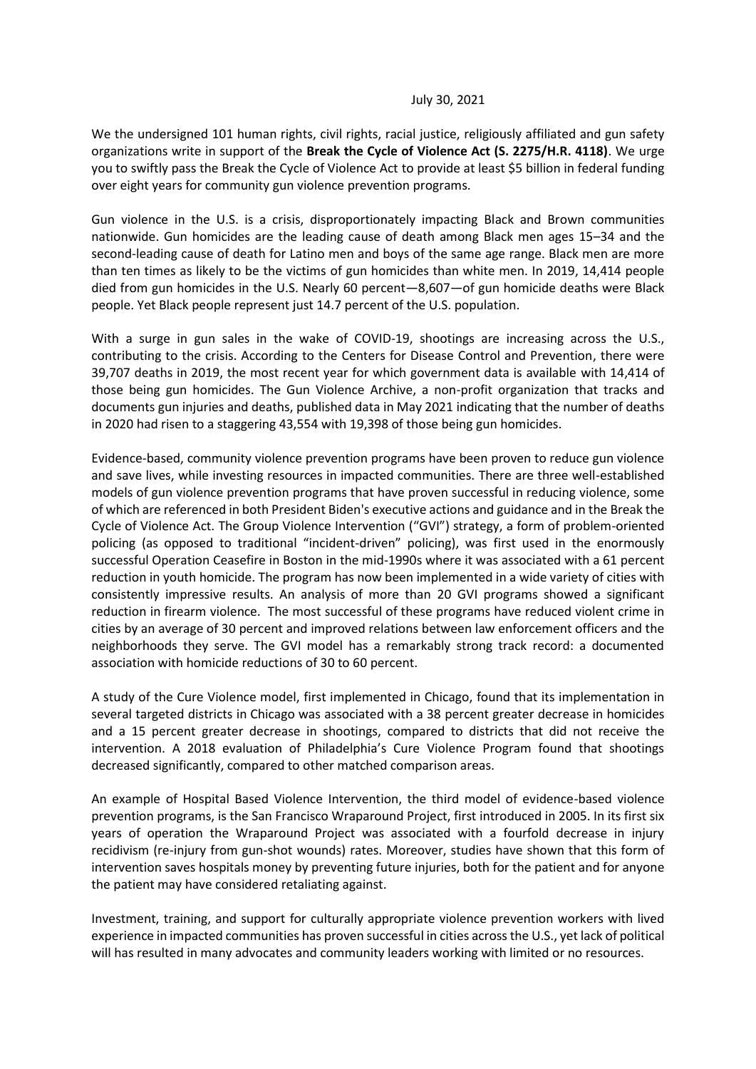July 30, 2021

We the undersigned 101 human rights, civil rights, racial justice, religiously affiliated and gun safety organizations write in support of the **Break the Cycle of Violence Act (S. 2275/H.R. 4118)**. We urge you to swiftly pass the Break the Cycle of Violence Act to provide at least $5 billion in federal funding over eight years for community gun violence prevention programs.

Gun violence in the U.S. is a crisis, disproportionately impacting Black and Brown communities nationwide. Gun homicides are the leading cause of death among Black men ages 15–34 and the second-leading cause of death for Latino men and boys of the same age range. Black men are more than ten times as likely to be the victims of gun homicides than white men. In 2019, 14,414 people died from gun homicides in the U.S. Nearly 60 percent—8,607—of gun homicide deaths were Black people. Yet Black people represent just 14.7 percent of the U.S. population.

With a surge in gun sales in the wake of COVID-19, shootings are increasing across the U.S., contributing to the crisis. According to the Centers for Disease Control and Prevention, there were 39,707 deaths in 2019, the most recent year for which government data is available with 14,414 of those being gun homicides. The Gun Violence Archive, a non-profit organization that tracks and documents gun injuries and deaths, published data in May 2021 indicating that the number of deaths in 2020 had risen to a staggering 43,554 with 19,398 of those being gun homicides.

Evidence-based, community violence prevention programs have been proven to reduce gun violence and save lives, while investing resources in impacted communities. There are three well-established models of gun violence prevention programs that have proven successful in reducing violence, some of which are referenced in both President Biden's executive actions and guidance and in the Break the Cycle of Violence Act. The Group Violence Intervention ("GVI") strategy, a form of problem-oriented policing (as opposed to traditional "incident-driven" policing), was first used in the enormously successful Operation Ceasefire in Boston in the mid-1990s where it was associated with a 61 percent reduction in youth homicide. The program has now been implemented in a wide variety of cities with consistently impressive results. An analysis of more than 20 GVI programs showed a significant reduction in firearm violence. The most successful of these programs have reduced violent crime in cities by an average of 30 percent and improved relations between law enforcement officers and the neighborhoods they serve. The GVI model has a remarkably strong track record: a documented association with homicide reductions of 30 to 60 percent.

A study of the Cure Violence model, first implemented in Chicago, found that its implementation in several targeted districts in Chicago was associated with a 38 percent greater decrease in homicides and a 15 percent greater decrease in shootings, compared to districts that did not receive the intervention. A 2018 evaluation of Philadelphia's Cure Violence Program found that shootings decreased significantly, compared to other matched comparison areas.

An example of Hospital Based Violence Intervention, the third model of evidence-based violence prevention programs, is the San Francisco Wraparound Project, first introduced in 2005. In its first six years of operation the Wraparound Project was associated with a fourfold decrease in injury recidivism (re-injury from gun-shot wounds) rates. Moreover, studies have shown that this form of intervention saves hospitals money by preventing future injuries, both for the patient and for anyone the patient may have considered retaliating against.

Investment, training, and support for culturally appropriate violence prevention workers with lived experience in impacted communities has proven successful in cities across the U.S., yet lack of political will has resulted in many advocates and community leaders working with limited or no resources.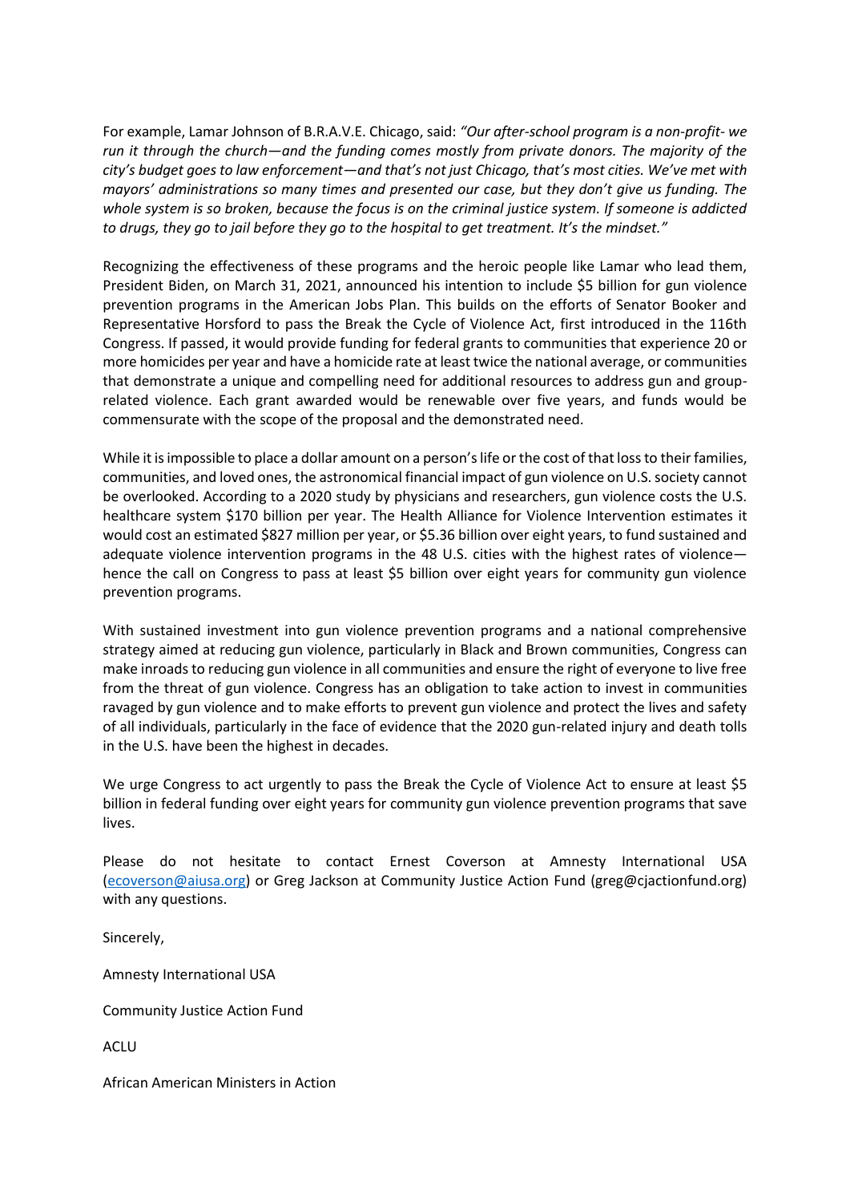For example, Lamar Johnson of B.R.A.V.E. Chicago, said: *"Our after-school program is a non-profit- we run it through the church—and the funding comes mostly from private donors. The majority of the city's budget goes to law enforcement—and that's not just Chicago, that's most cities. We've met with mayors' administrations so many times and presented our case, but they don't give us funding. The whole system is so broken, because the focus is on the criminal justice system. If someone is addicted to drugs, they go to jail before they go to the hospital to get treatment. It's the mindset."*

Recognizing the effectiveness of these programs and the heroic people like Lamar who lead them, President Biden, on March 31, 2021, announced his intention to include $5 billion for gun violence prevention programs in the American Jobs Plan. This builds on the efforts of Senator Booker and Representative Horsford to pass the Break the Cycle of Violence Act, first introduced in the 116th Congress. If passed, it would provide funding for federal grants to communities that experience 20 or more homicides per year and have a homicide rate at least twice the national average, or communities that demonstrate a unique and compelling need for additional resources to address gun and group-related violence. Each grant awarded would be renewable over five years, and funds would be commensurate with the scope of the proposal and the demonstrated need.

While it is impossible to place a dollar amount on a person's life or the cost of that loss to their families, communities, and loved ones, the astronomical financial impact of gun violence on U.S. society cannot be overlooked. According to a 2020 study by physicians and researchers, gun violence costs the U.S. healthcare system $170 billion per year. The Health Alliance for Violence Intervention estimates it would cost an estimated $827 million per year, or $5.36 billion over eight years, to fund sustained and adequate violence intervention programs in the 48 U.S. cities with the highest rates of violence—hence the call on Congress to pass at least $5 billion over eight years for community gun violence prevention programs.

With sustained investment into gun violence prevention programs and a national comprehensive strategy aimed at reducing gun violence, particularly in Black and Brown communities, Congress can make inroads to reducing gun violence in all communities and ensure the right of everyone to live free from the threat of gun violence. Congress has an obligation to take action to invest in communities ravaged by gun violence and to make efforts to prevent gun violence and protect the lives and safety of all individuals, particularly in the face of evidence that the 2020 gun-related injury and death tolls in the U.S. have been the highest in decades.

We urge Congress to act urgently to pass the Break the Cycle of Violence Act to ensure at least $5 billion in federal funding over eight years for community gun violence prevention programs that save lives.

Please do not hesitate to contact Ernest Coverson at Amnesty International USA (ecoverson@aiusa.org) or Greg Jackson at Community Justice Action Fund (greg@cjactionfund.org) with any questions.

Sincerely,

Amnesty International USA

Community Justice Action Fund

ACLU

African American Ministers in Action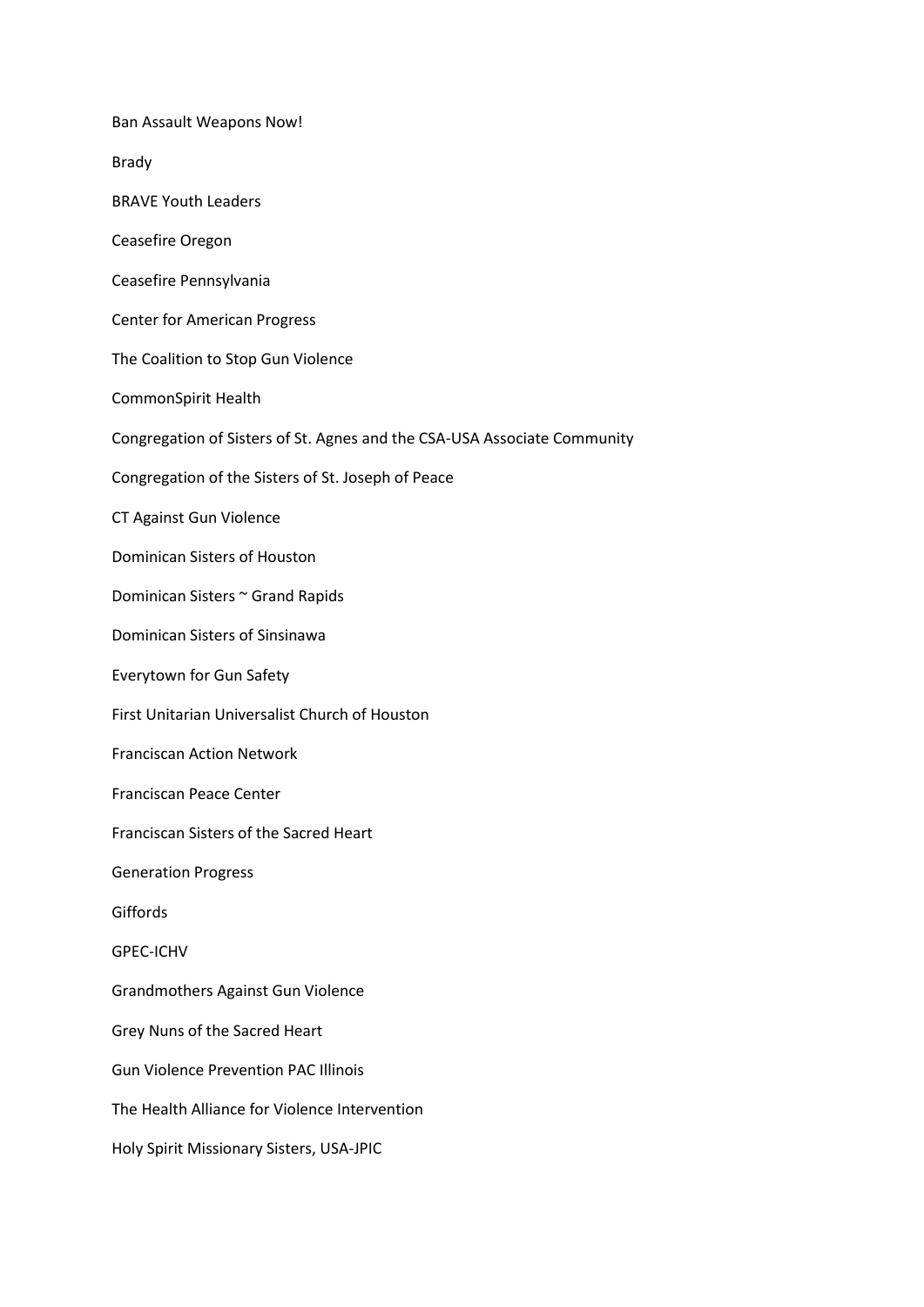Ban Assault Weapons Now!

Brady

BRAVE Youth Leaders

Ceasefire Oregon

Ceasefire Pennsylvania

Center for American Progress

The Coalition to Stop Gun Violence

CommonSpirit Health

Congregation of Sisters of St. Agnes and the CSA-USA Associate Community

Congregation of the Sisters of St. Joseph of Peace

CT Against Gun Violence

Dominican Sisters of Houston

Dominican Sisters ~ Grand Rapids

Dominican Sisters of Sinsinawa

Everytown for Gun Safety

First Unitarian Universalist Church of Houston

Franciscan Action Network

Franciscan Peace Center

Franciscan Sisters of the Sacred Heart

Generation Progress

Giffords

GPEC-ICHV

Grandmothers Against Gun Violence

Grey Nuns of the Sacred Heart

Gun Violence Prevention PAC Illinois

The Health Alliance for Violence Intervention

Holy Spirit Missionary Sisters, USA-JPIC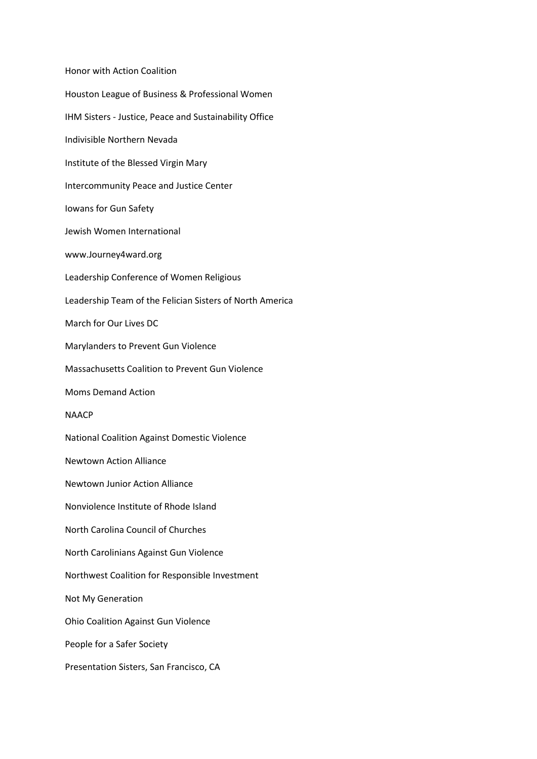Honor with Action Coalition

Houston League of Business & Professional Women

IHM Sisters - Justice, Peace and Sustainability Office

Indivisible Northern Nevada

Institute of the Blessed Virgin Mary

Intercommunity Peace and Justice Center

Iowans for Gun Safety

Jewish Women International

www.Journey4ward.org

Leadership Conference of Women Religious

Leadership Team of the Felician Sisters of North America

March for Our Lives DC

Marylanders to Prevent Gun Violence

Massachusetts Coalition to Prevent Gun Violence

Moms Demand Action

NAACP

National Coalition Against Domestic Violence

Newtown Action Alliance

Newtown Junior Action Alliance

Nonviolence Institute of Rhode Island

North Carolina Council of Churches

North Carolinians Against Gun Violence

Northwest Coalition for Responsible Investment

Not My Generation

Ohio Coalition Against Gun Violence

People for a Safer Society

Presentation Sisters, San Francisco, CA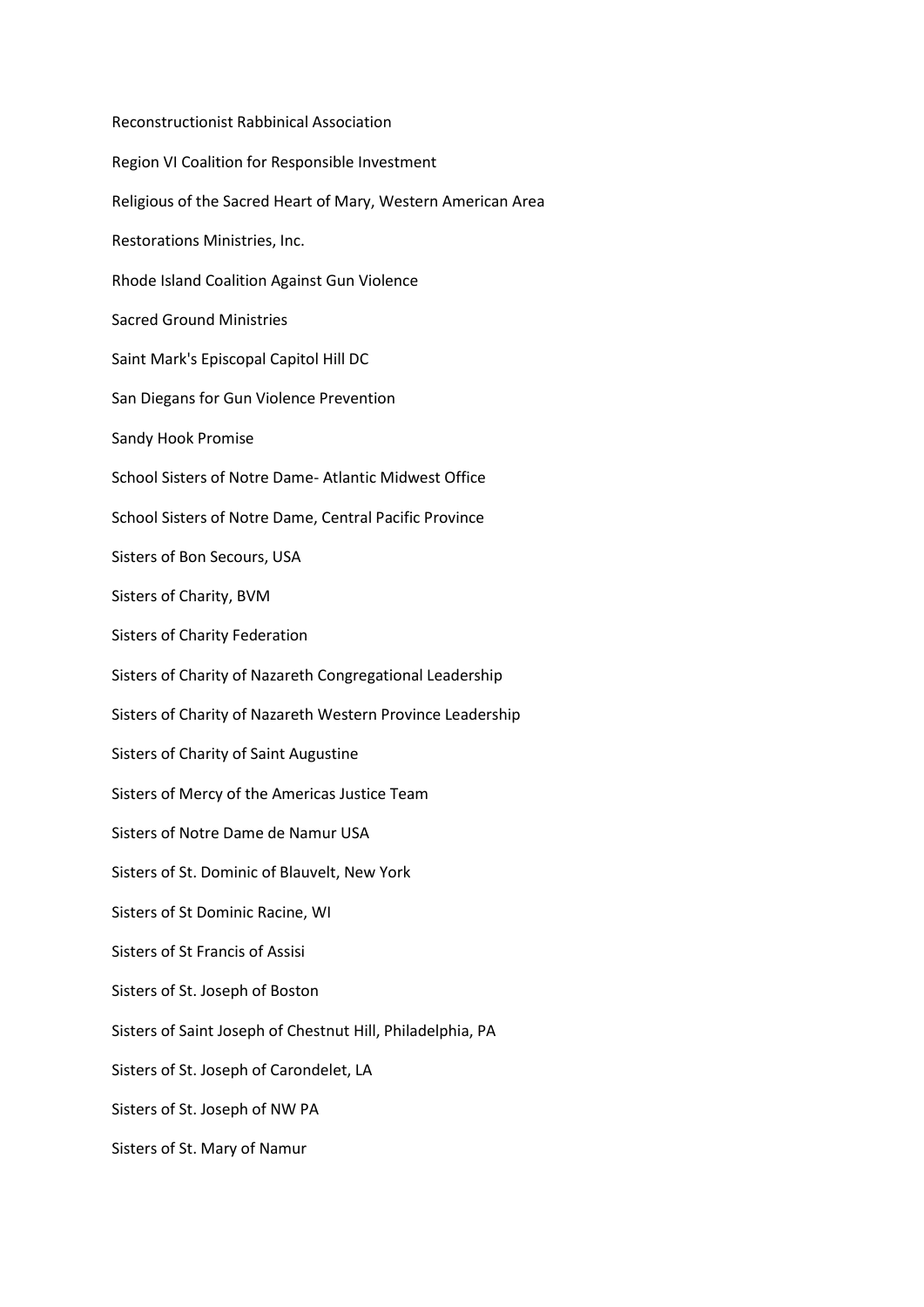Reconstructionist Rabbinical Association

Region VI Coalition for Responsible Investment

Religious of the Sacred Heart of Mary, Western American Area

Restorations Ministries, Inc.

Rhode Island Coalition Against Gun Violence

Sacred Ground Ministries

Saint Mark's Episcopal Capitol Hill DC

San Diegans for Gun Violence Prevention

Sandy Hook Promise

School Sisters of Notre Dame- Atlantic Midwest Office

School Sisters of Notre Dame, Central Pacific Province

Sisters of Bon Secours, USA

Sisters of Charity, BVM

Sisters of Charity Federation

Sisters of Charity of Nazareth Congregational Leadership

Sisters of Charity of Nazareth Western Province Leadership

Sisters of Charity of Saint Augustine

Sisters of Mercy of the Americas Justice Team

Sisters of Notre Dame de Namur USA

Sisters of St. Dominic of Blauvelt, New York

Sisters of St Dominic Racine, WI

Sisters of St Francis of Assisi

Sisters of St. Joseph of Boston

Sisters of Saint Joseph of Chestnut Hill, Philadelphia, PA

Sisters of St. Joseph of Carondelet, LA

Sisters of St. Joseph of NW PA

Sisters of St. Mary of Namur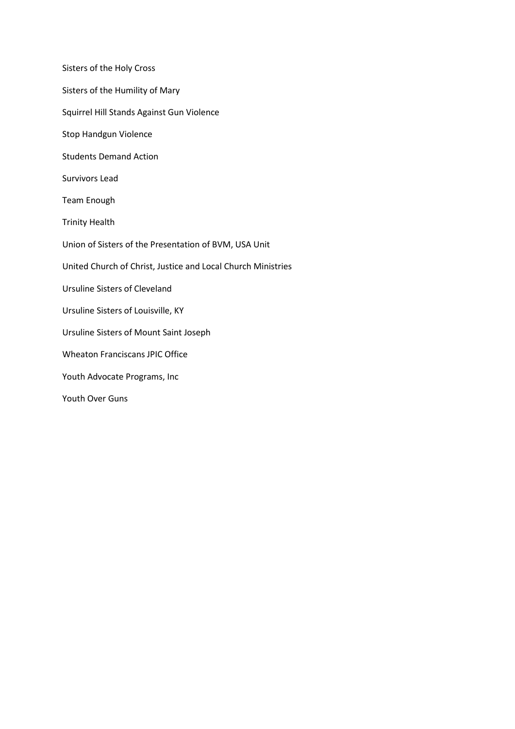Sisters of the Holy Cross

Sisters of the Humility of Mary

Squirrel Hill Stands Against Gun Violence

Stop Handgun Violence

Students Demand Action

Survivors Lead

Team Enough

Trinity Health

Union of Sisters of the Presentation of BVM, USA Unit

United Church of Christ, Justice and Local Church Ministries

Ursuline Sisters of Cleveland

Ursuline Sisters of Louisville, KY

Ursuline Sisters of Mount Saint Joseph

Wheaton Franciscans JPIC Office

Youth Advocate Programs, Inc

Youth Over Guns